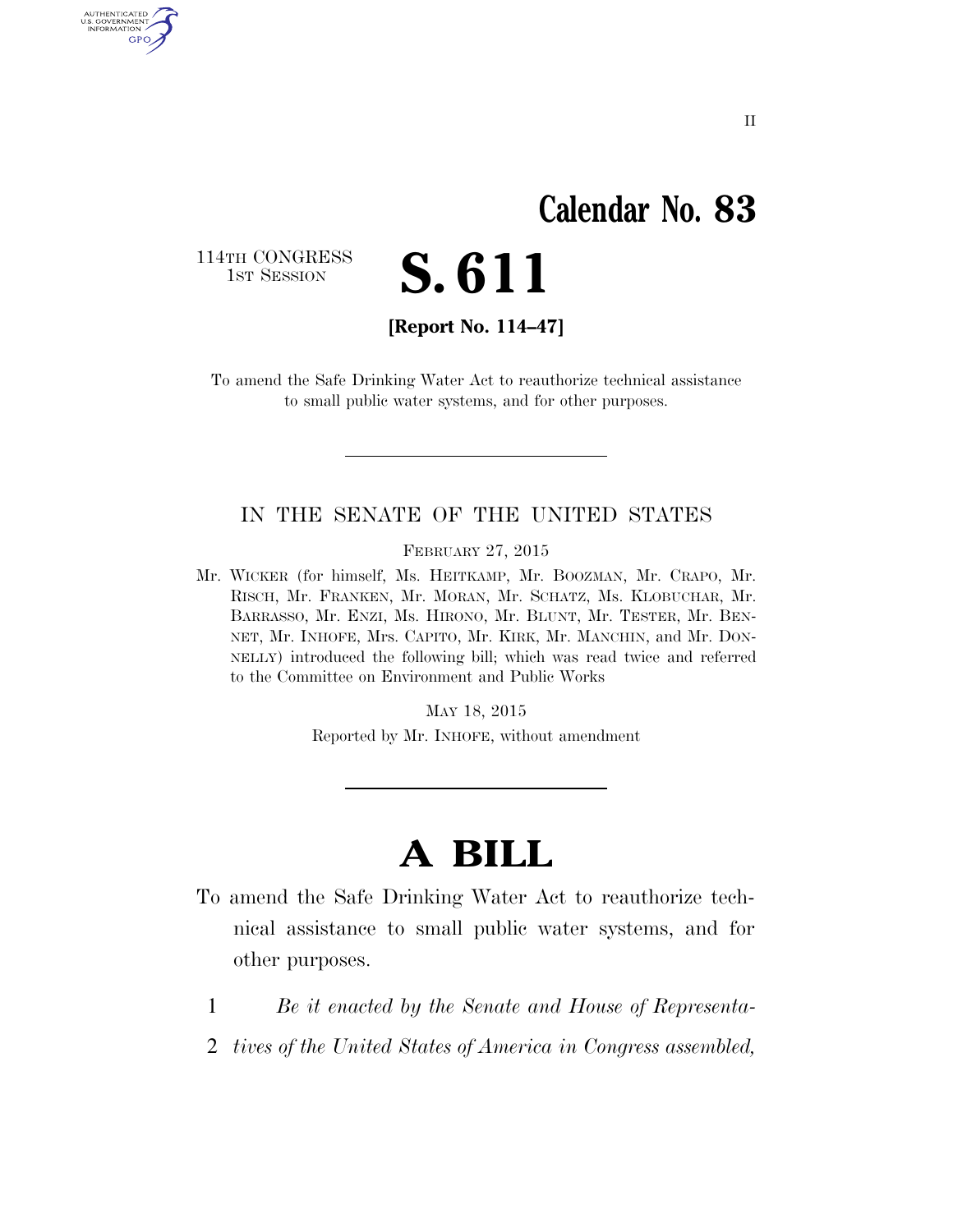II

# Calendar No. 83

114TH CONGRESS
1ST SESSION

# S. 611

**[Report No. 114–47]**

To amend the Safe Drinking Water Act to reauthorize technical assistance to small public water systems, and for other purposes.

---

IN THE SENATE OF THE UNITED STATES

FEBRUARY 27, 2015

Mr. WICKER (for himself, Ms. HEITKAMP, Mr. BOOZMAN, Mr. CRAPO, Mr. RISCH, Mr. FRANKEN, Mr. MORAN, Mr. SCHATZ, Ms. KLOBUCHAR, Mr. BARRASSO, Mr. ENZI, Ms. HIRONO, Mr. BLUNT, Mr. TESTER, Mr. BENNET, Mr. INHOFE, Mrs. CAPITO, Mr. KIRK, Mr. MANCHIN, and Mr. DONNELLY) introduced the following bill; which was read twice and referred to the Committee on Environment and Public Works

MAY 18, 2015

Reported by Mr. INHOFE, without amendment

---

# A BILL

To amend the Safe Drinking Water Act to reauthorize technical assistance to small public water systems, and for other purposes.

1 *Be it enacted by the Senate and House of Representa-*
2 *tives of the United States of America in Congress assembled,*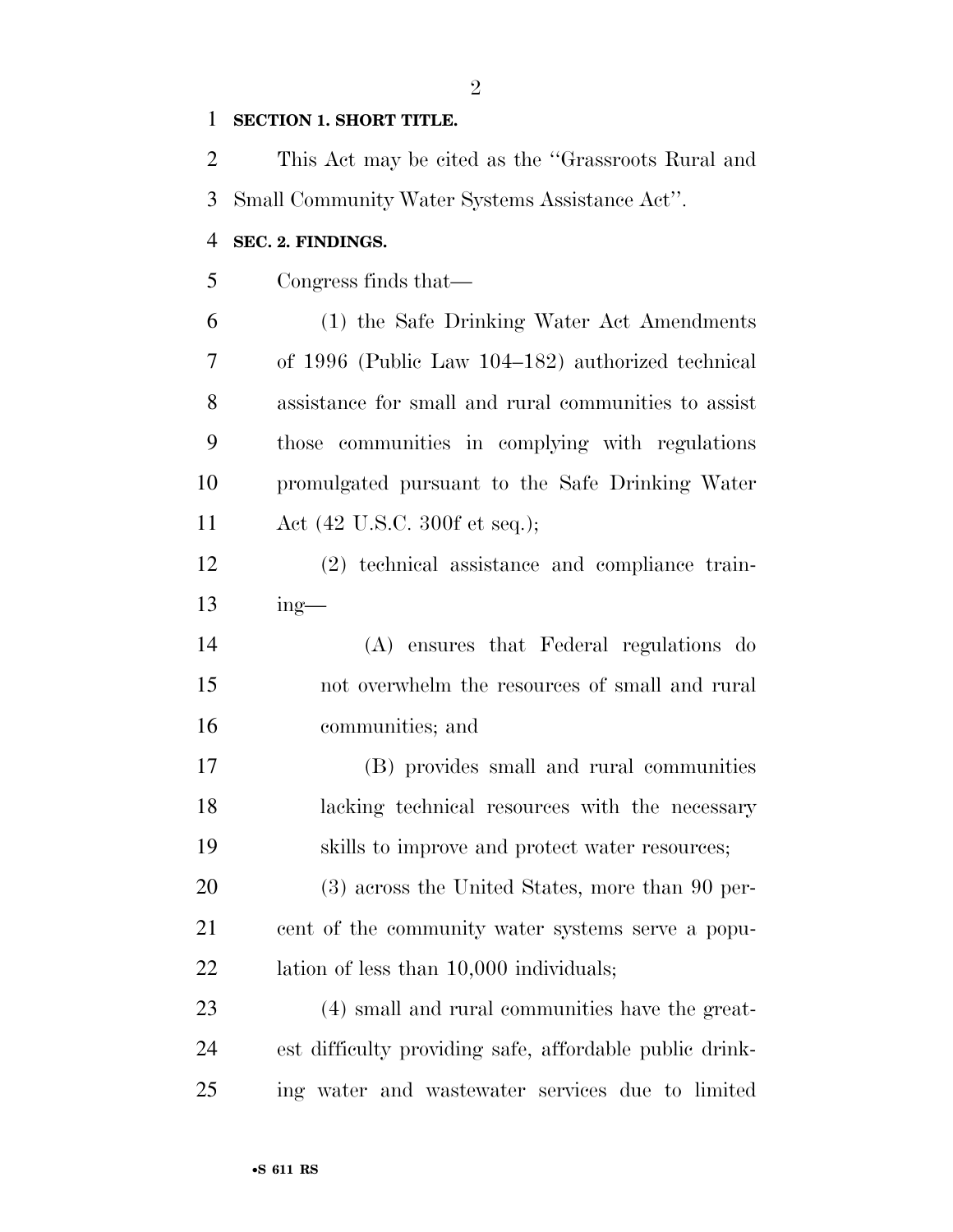**SECTION 1. SHORT TITLE.**

This Act may be cited as the "Grassroots Rural and Small Community Water Systems Assistance Act".

**SEC. 2. FINDINGS.**

Congress finds that—

(1) the Safe Drinking Water Act Amendments of 1996 (Public Law 104–182) authorized technical assistance for small and rural communities to assist those communities in complying with regulations promulgated pursuant to the Safe Drinking Water Act (42 U.S.C. 300f et seq.);

(2) technical assistance and compliance training—

(A) ensures that Federal regulations do not overwhelm the resources of small and rural communities; and

(B) provides small and rural communities lacking technical resources with the necessary skills to improve and protect water resources;

(3) across the United States, more than 90 percent of the community water systems serve a population of less than 10,000 individuals;

(4) small and rural communities have the greatest difficulty providing safe, affordable public drinking water and wastewater services due to limited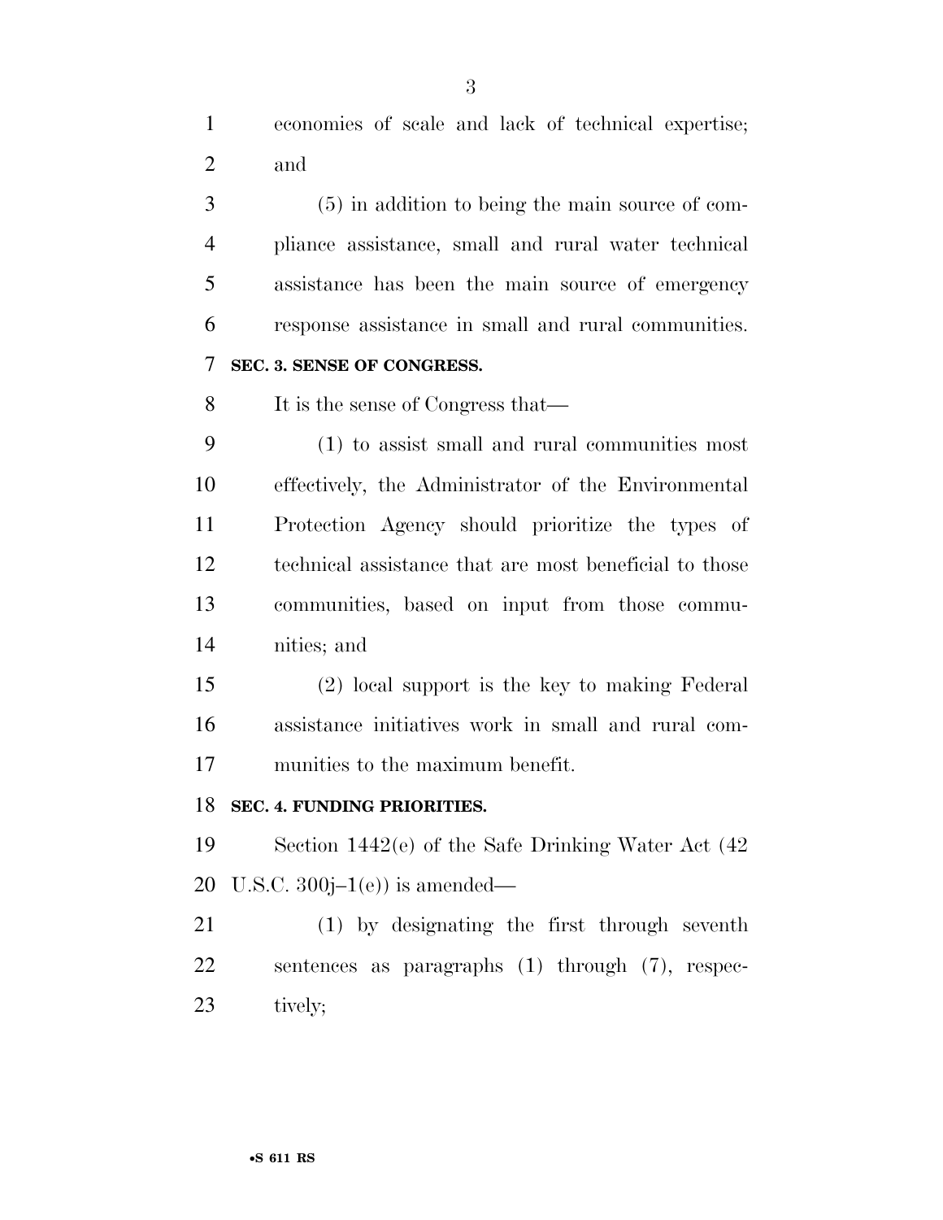economies of scale and lack of technical expertise; and

(5) in addition to being the main source of compliance assistance, small and rural water technical assistance has been the main source of emergency response assistance in small and rural communities.

### SEC. 3. SENSE OF CONGRESS.

It is the sense of Congress that—

(1) to assist small and rural communities most effectively, the Administrator of the Environmental Protection Agency should prioritize the types of technical assistance that are most beneficial to those communities, based on input from those communities; and

(2) local support is the key to making Federal assistance initiatives work in small and rural communities to the maximum benefit.

### SEC. 4. FUNDING PRIORITIES.

Section 1442(e) of the Safe Drinking Water Act (42 U.S.C. 300j–1(e)) is amended—

(1) by designating the first through seventh sentences as paragraphs (1) through (7), respectively;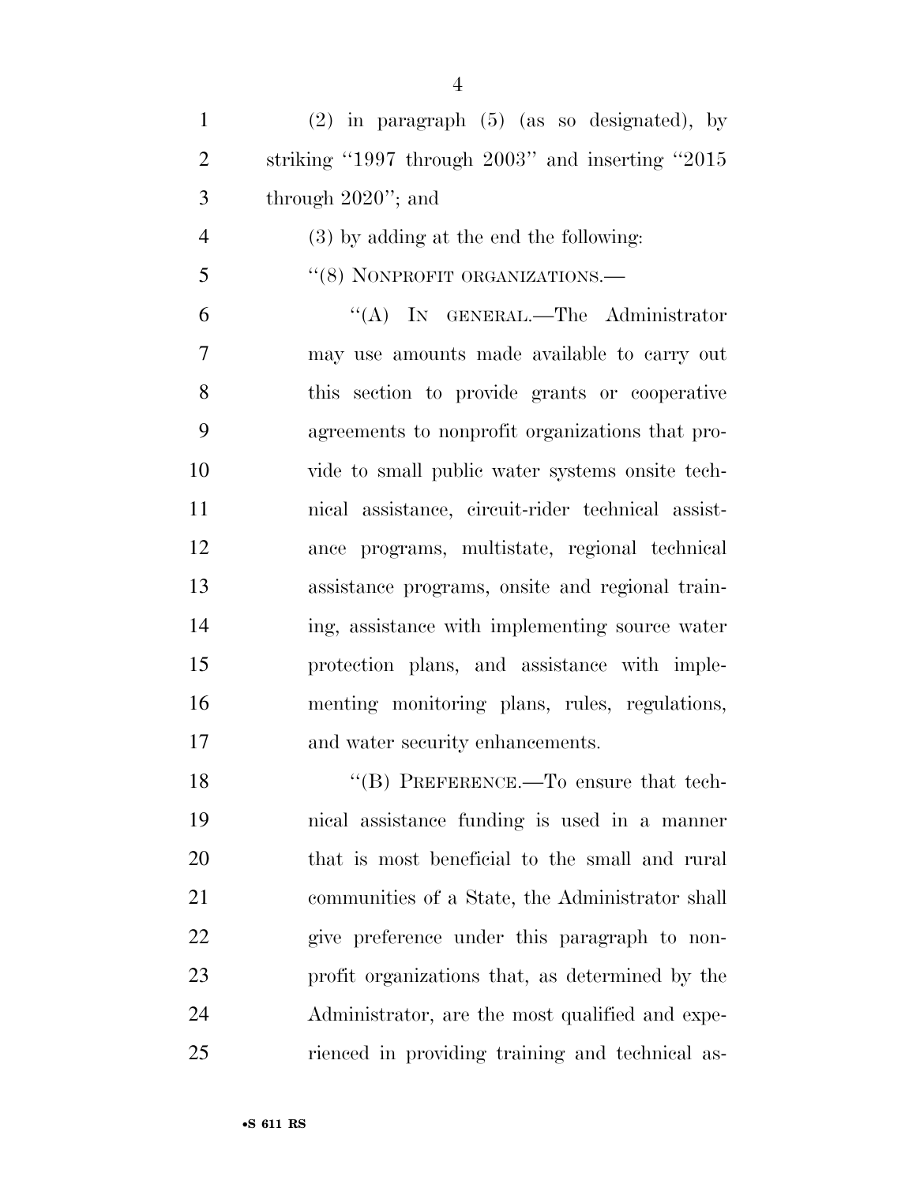(2) in paragraph (5) (as so designated), by striking "1997 through 2003" and inserting "2015 through 2020"; and

(3) by adding at the end the following:

"(8) NONPROFIT ORGANIZATIONS.—

"(A) IN GENERAL.—The Administrator may use amounts made available to carry out this section to provide grants or cooperative agreements to nonprofit organizations that provide to small public water systems onsite technical assistance, circuit-rider technical assistance programs, multistate, regional technical assistance programs, onsite and regional training, assistance with implementing source water protection plans, and assistance with implementing monitoring plans, rules, regulations, and water security enhancements.

"(B) PREFERENCE.—To ensure that technical assistance funding is used in a manner that is most beneficial to the small and rural communities of a State, the Administrator shall give preference under this paragraph to nonprofit organizations that, as determined by the Administrator, are the most qualified and experienced in providing training and technical as-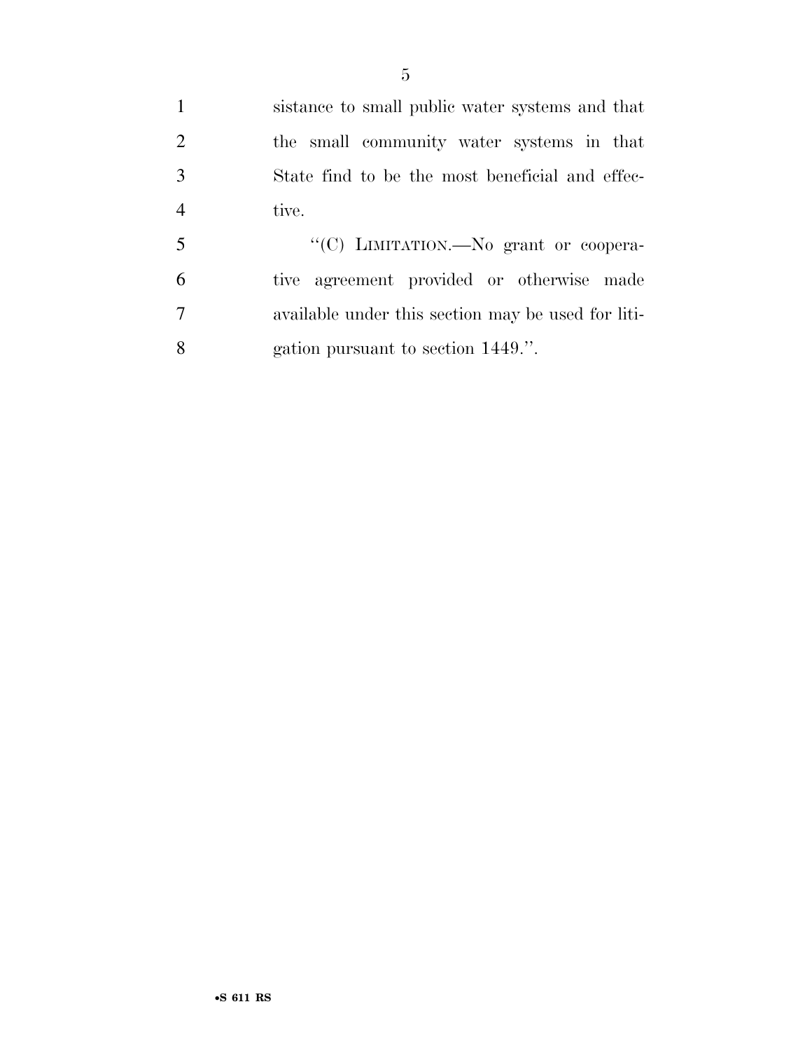sistance to small public water systems and that the small community water systems in that State find to be the most beneficial and effective.

"(C) LIMITATION.—No grant or cooperative agreement provided or otherwise made available under this section may be used for litigation pursuant to section 1449.".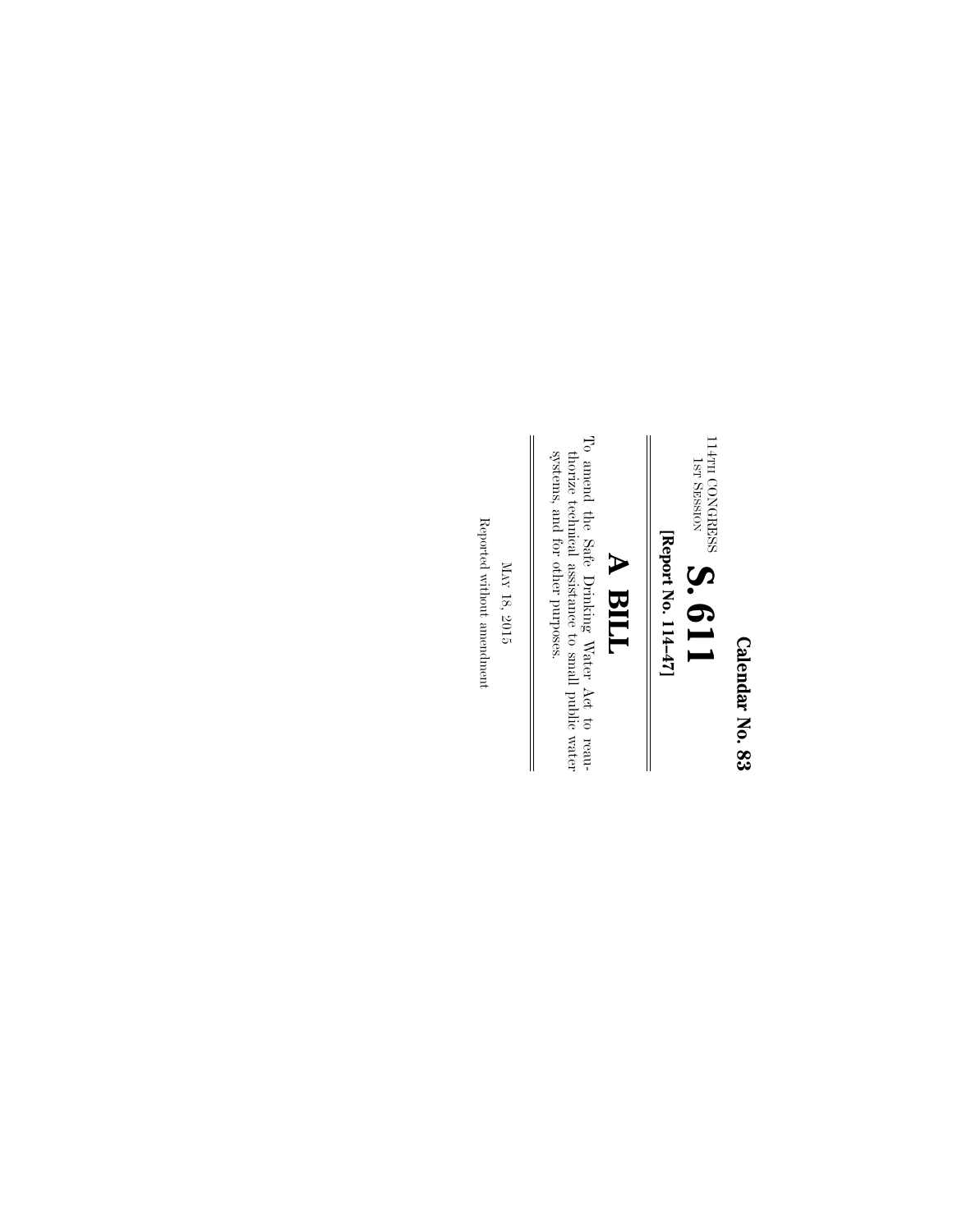Calendar No. 83

114TH CONGRESS
1ST SESSION

# S. 611

**[Report No. 114–47]**

---

# A BILL

To amend the Safe Drinking Water Act to reauthorize technical assistance to small public water systems, and for other purposes.

---

MAY 18, 2015

Reported without amendment